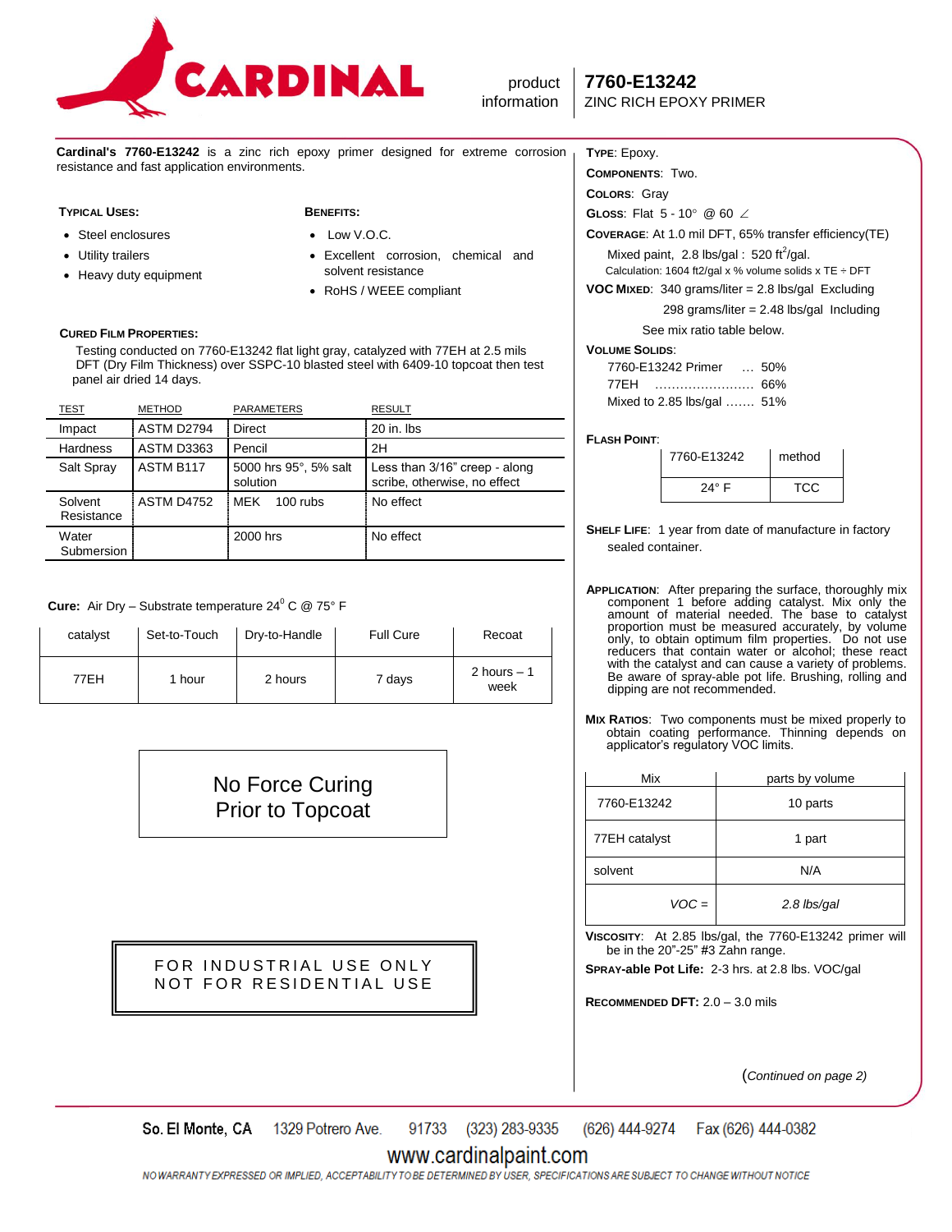# CARDINAL

product information

## 7760-E13242
ZINC RICH EPOXY PRIMER

**Cardinal's 7760-E13242** is a zinc rich epoxy primer designed for extreme corrosion resistance and fast application environments.

**TYPICAL USES:**

- Steel enclosures
- Utility trailers
- Heavy duty equipment

**BENEFITS:**

- Low V.O.C.
- Excellent corrosion, chemical and solvent resistance
- RoHS / WEEE compliant

**CURED FILM PROPERTIES:**

Testing conducted on 7760-E13242 flat light gray, catalyzed with 77EH at 2.5 mils DFT (Dry Film Thickness) over SSPC-10 blasted steel with 6409-10 topcoat then test panel air dried 14 days.

| TEST | METHOD | PARAMETERS | RESULT |
|---|---|---|---|
| Impact | ASTM D2794 | Direct | 20 in. lbs |
| Hardness | ASTM D3363 | Pencil | 2H |
| Salt Spray | ASTM B117 | 5000 hrs 95°, 5% salt solution | Less than 3/16" creep - along scribe, otherwise, no effect |
| Solvent Resistance | ASTM D4752 | MEK 100 rubs | No effect |
| Water Submersion | | 2000 hrs | No effect |

**Cure:** Air Dry – Substrate temperature 24$^0$ C @ 75° F

| catalyst | Set-to-Touch | Dry-to-Handle | Full Cure | Recoat |
|---|---|---|---|---|
| 77EH | 1 hour | 2 hours | 7 days | 2 hours – 1 week |

No Force Curing
Prior to Topcoat

FOR INDUSTRIAL USE ONLY
NOT FOR RESIDENTIAL USE

**TYPE**: Epoxy.

**COMPONENTS**: Two.

**COLORS**: Gray

**GLOSS**: Flat 5 - 10° @ 60 ∠

**COVERAGE**: At 1.0 mil DFT, 65% transfer efficiency(TE)

Mixed paint, 2.8 lbs/gal : 520 ft$^2$/gal.

Calculation: 1604 ft2/gal x % volume solids x TE ÷ DFT

**VOC MIXED**: 340 grams/liter = 2.8 lbs/gal Excluding

298 grams/liter = 2.48 lbs/gal Including

See mix ratio table below.

**VOLUME SOLIDS**:

7760-E13242 Primer … 50%
77EH …………………… 66%
Mixed to 2.85 lbs/gal ……. 51%

**FLASH POINT**:

| 7760-E13242 | method |
|---|---|
| 24° F | TCC |

**SHELF LIFE**: 1 year from date of manufacture in factory sealed container.

**APPLICATION**: After preparing the surface, thoroughly mix component 1 before adding catalyst. Mix only the amount of material needed. The base to catalyst proportion must be measured accurately, by volume only, to obtain optimum film properties. Do not use reducers that contain water or alcohol; these react with the catalyst and can cause a variety of problems. Be aware of spray-able pot life. Brushing, rolling and dipping are not recommended.

**MIX RATIOS**: Two components must be mixed properly to obtain coating performance. Thinning depends on applicator's regulatory VOC limits.

| Mix | parts by volume |
|---|---|
| 7760-E13242 | 10 parts |
| 77EH catalyst | 1 part |
| solvent | N/A |
| *VOC =* | *2.8 lbs/gal* |

**VISCOSITY**: At 2.85 lbs/gal, the 7760-E13242 primer will be in the 20"-25" #3 Zahn range.

**SPRAY-able Pot Life:** 2-3 hrs. at 2.8 lbs. VOC/gal

**RECOMMENDED DFT:** 2.0 – 3.0 mils

(*Continued on page 2)*

So. El Monte, CA 1329 Potrero Ave. 91733 (323) 283-9335 (626) 444-9274 Fax (626) 444-0382

www.cardinalpaint.com

NO WARRANTY EXPRESSED OR IMPLIED, ACCEPTABILITY TO BE DETERMINED BY USER, SPECIFICATIONS ARE SUBJECT TO CHANGE WITHOUT NOTICE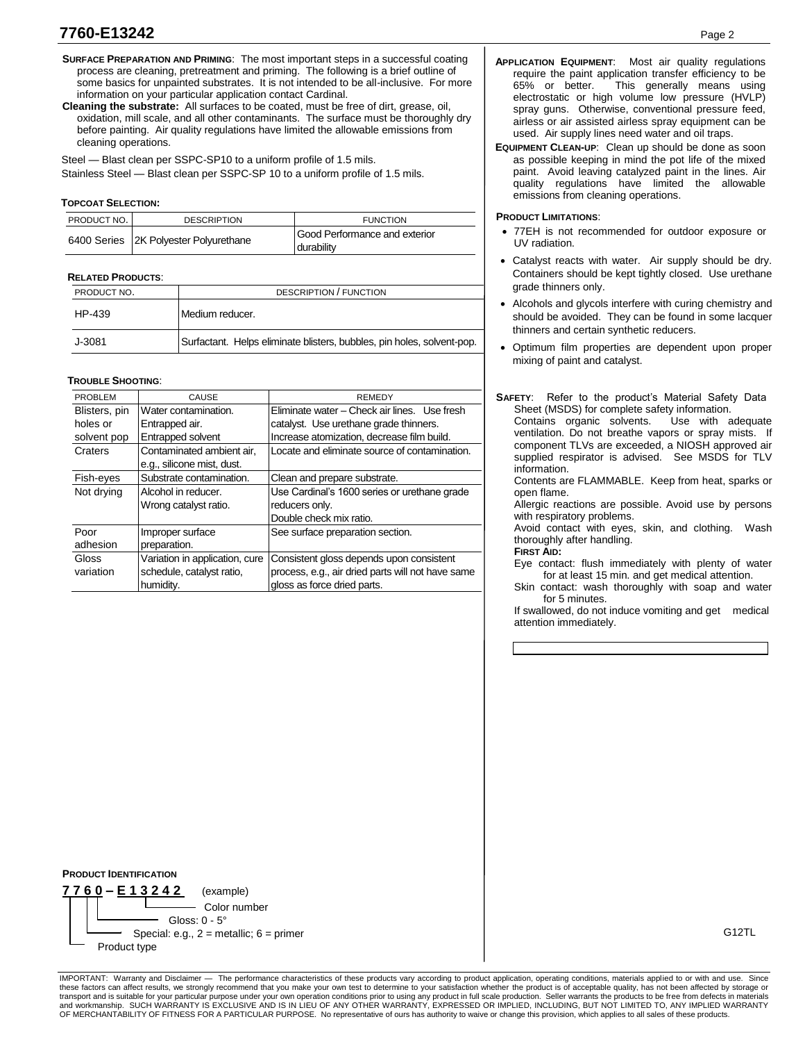**SURFACE PREPARATION AND PRIMING**: The most important steps in a successful coating process are cleaning, pretreatment and priming. The following is a brief outline of some basics for unpainted substrates. It is not intended to be all-inclusive. For more information on your particular application contact Cardinal.

**Cleaning the substrate:** All surfaces to be coated, must be free of dirt, grease, oil, oxidation, mill scale, and all other contaminants. The surface must be thoroughly dry before painting. Air quality regulations have limited the allowable emissions from cleaning operations.

Steel — Blast clean per SSPC-SP10 to a uniform profile of 1.5 mils.

Stainless Steel — Blast clean per SSPC-SP 10 to a uniform profile of 1.5 mils.

**TOPCOAT SELECTION:**

| PRODUCT NO. | DESCRIPTION | FUNCTION |
|---|---|---|
| 6400 Series | 2K Polyester Polyurethane | Good Performance and exterior durability |

**RELATED PRODUCTS**:

| PRODUCT NO. | DESCRIPTION / FUNCTION |
|---|---|
| HP-439 | Medium reducer. |
| J-3081 | Surfactant. Helps eliminate blisters, bubbles, pin holes, solvent-pop. |

**TROUBLE SHOOTING**:

| PROBLEM | CAUSE | REMEDY |
|---|---|---|
| Blisters, pin holes or solvent pop | Water contamination. Entrapped air. Entrapped solvent | Eliminate water – Check air lines. Use fresh catalyst. Use urethane grade thinners. Increase atomization, decrease film build. |
| Craters | Contaminated ambient air, e.g., silicone mist, dust. | Locate and eliminate source of contamination. |
| Fish-eyes | Substrate contamination. | Clean and prepare substrate. |
| Not drying | Alcohol in reducer. Wrong catalyst ratio. | Use Cardinal's 1600 series or urethane grade reducers only. Double check mix ratio. |
| Poor adhesion | Improper surface preparation. | See surface preparation section. |
| Gloss variation | Variation in application, cure schedule, catalyst ratio, humidity. | Consistent gloss depends upon consistent process, e.g., air dried parts will not have same gloss as force dried parts. |

**PRODUCT IDENTIFICATION**

**7760 – E13242** (example)

- Color number: 242
- Gloss: 0 - 5°
- Special: e.g., 2 = metallic; 6 = primer
- Product type

**APPLICATION EQUIPMENT**: Most air quality regulations require the paint application transfer efficiency to be 65% or better. This generally means using electrostatic or high volume low pressure (HVLP) spray guns. Otherwise, conventional pressure feed, airless or air assisted airless spray equipment can be used. Air supply lines need water and oil traps.

**EQUIPMENT CLEAN-UP**: Clean up should be done as soon as possible keeping in mind the pot life of the mixed paint. Avoid leaving catalyzed paint in the lines. Air quality regulations have limited the allowable emissions from cleaning operations.

**PRODUCT LIMITATIONS**:

- 77EH is not recommended for outdoor exposure or UV radiation.
- Catalyst reacts with water. Air supply should be dry. Containers should be kept tightly closed. Use urethane grade thinners only.
- Alcohols and glycols interfere with curing chemistry and should be avoided. They can be found in some lacquer thinners and certain synthetic reducers.
- Optimum film properties are dependent upon proper mixing of paint and catalyst.

**SAFETY**: Refer to the product's Material Safety Data Sheet (MSDS) for complete safety information.

Contains organic solvents. Use with adequate ventilation. Do not breathe vapors or spray mists. If component TLVs are exceeded, a NIOSH approved air supplied respirator is advised. See MSDS for TLV information.

Contents are FLAMMABLE. Keep from heat, sparks or open flame.

Allergic reactions are possible. Avoid use by persons with respiratory problems.

Avoid contact with eyes, skin, and clothing. Wash thoroughly after handling.

**FIRST AID:**

Eye contact: flush immediately with plenty of water for at least 15 min. and get medical attention.

Skin contact: wash thoroughly with soap and water for 5 minutes.

If swallowed, do not induce vomiting and get medical attention immediately.

G12TL

IMPORTANT: Warranty and Disclaimer — The performance characteristics of these products vary according to product application, operating conditions, materials applied to or with and use. Since these factors can affect results, we strongly recommend that you make your own test to determine to your satisfaction whether the product is of acceptable quality, has not been affected by storage or transport and is suitable for your particular purpose under your own operation conditions prior to using any product in full scale production. Seller warrants the products to be free from defects in materials and workmanship. SUCH WARRANTY IS EXCLUSIVE AND IS IN LIEU OF ANY OTHER WARRANTY, EXPRESSED OR IMPLIED, INCLUDING, BUT NOT LIMITED TO, ANY IMPLIED WARRANTY OF MERCHANTABILITY OF FITNESS FOR A PARTICULAR PURPOSE. No representative of ours has authority to waive or change this provision, which applies to all sales of these products.